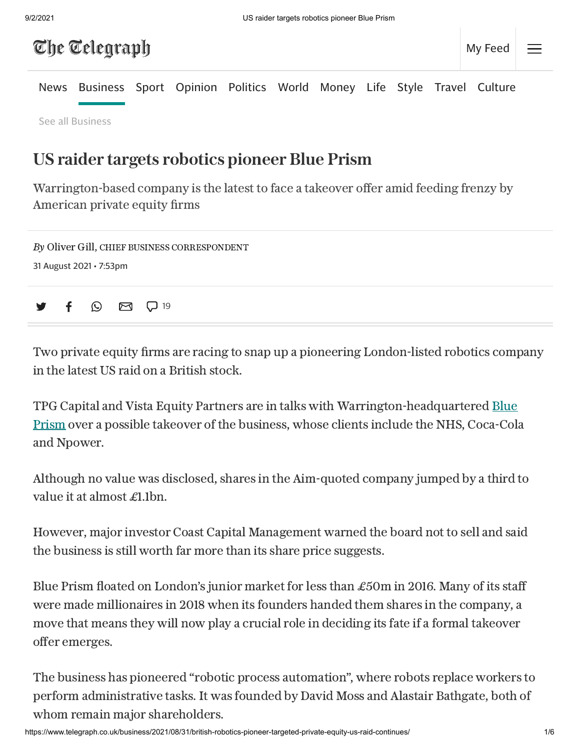# US raider targets robotics pioneer Blue Prism

Warrington-based company is the latest to face a takeover offer amid feeding frenzy by American private equity firms

*By* Oliver Gill, CHIEF BUSINESS CORRESPONDENT

31 August 2021 • 7:53pm

Two private equity firms are racing to snap up a pioneering London-listed robotics company in the latest US raid on a British stock.

TPG Capital and Vista Equity Partners are in talks with Warrington-headquartered Blue Prism over a possible takeover of the business, whose clients include the NHS, Coca-Cola and Npower.

Although no value was disclosed, shares in the Aim-quoted company jumped by a third to value it at almost £1.1bn.

However, major investor Coast Capital Management warned the board not to sell and said the business is still worth far more than its share price suggests.

Blue Prism floated on London's junior market for less than £50m in 2016. Many of its staff were made millionaires in 2018 when its founders handed them shares in the company, a move that means they will now play a crucial role in deciding its fate if a formal takeover offer emerges.

The business has pioneered "robotic process automation", where robots replace workers to perform administrative tasks. It was founded by David Moss and Alastair Bathgate, both of whom remain major shareholders.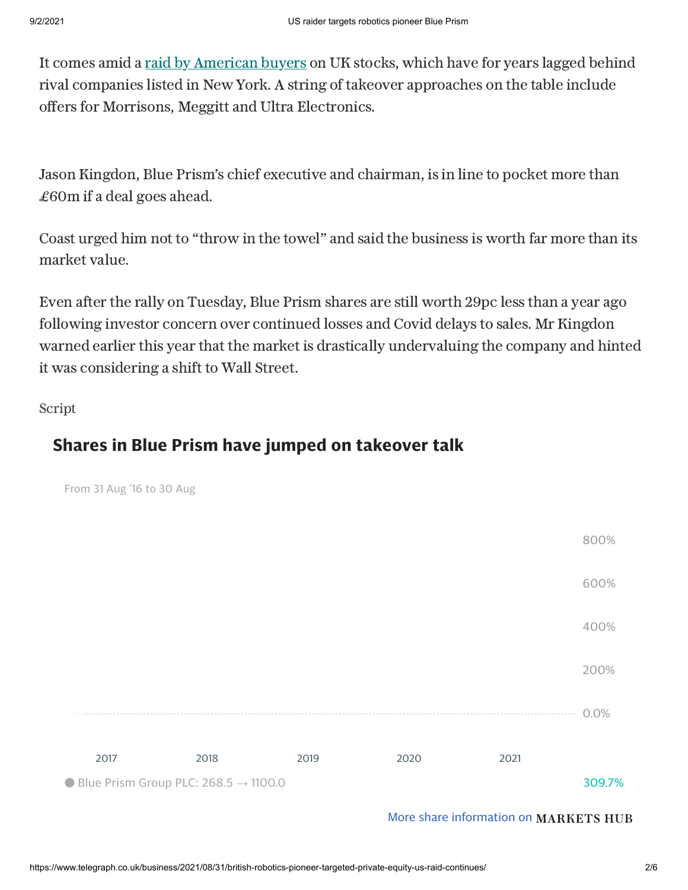It comes amid a raid by American buyers on UK stocks, which have for years lagged behind rival companies listed in New York. A string of takeover approaches on the table include offers for Morrisons, Meggitt and Ultra Electronics.

Jason Kingdon, Blue Prism's chief executive and chairman, is in line to pocket more than £60m if a deal goes ahead.

Coast urged him not to "throw in the towel" and said the business is worth far more than its market value.

Even after the rally on Tuesday, Blue Prism shares are still worth 29pc less than a year ago following investor concern over continued losses and Covid delays to sales. Mr Kingdon warned earlier this year that the market is drastically undervaluing the company and hinted it was considering a shift to Wall Street.

Script

## Shares in Blue Prism have jumped on takeover talk

From 31 Aug '16 to 30 Aug

800%

600%

400%

200%

0.0%

2017 2018 2019 2020 2021

Blue Prism Group PLC: 268.5 → 1100.0 309.7%

More share information on MARKETS HUB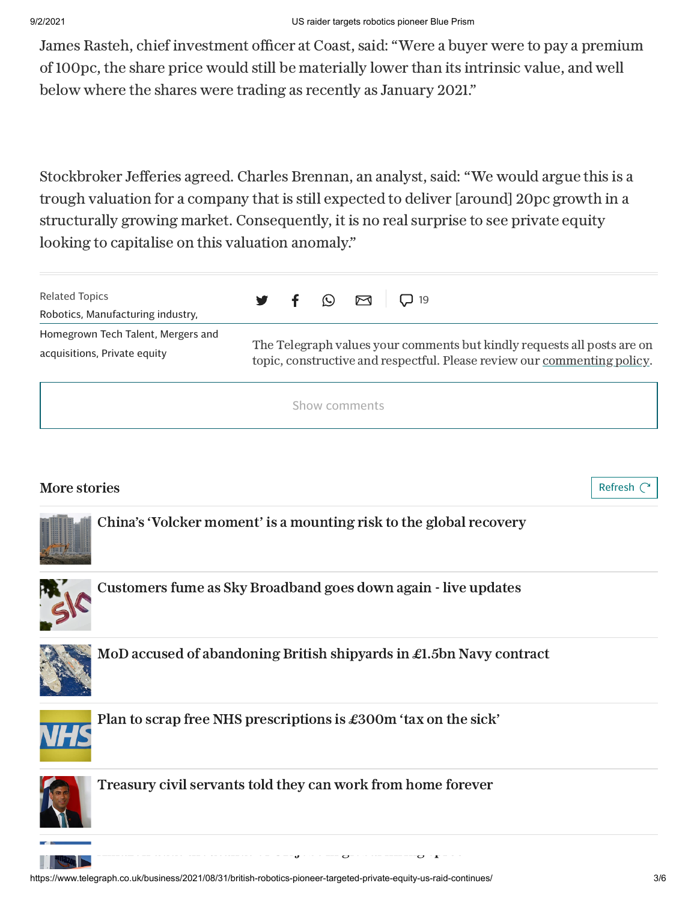James Rasteh, chief investment officer at Coast, said: "Were a buyer were to pay a premium of 100pc, the share price would still be materially lower than its intrinsic value, and well below where the shares were trading as recently as January 2021."

Stockbroker Jefferies agreed. Charles Brennan, an analyst, said: "We would argue this is a trough valuation for a company that is still expected to deliver [around] 20pc growth in a structurally growing market. Consequently, it is no real surprise to see private equity looking to capitalise on this valuation anomaly."

Related Topics

Robotics, Manufacturing industry, Homegrown Tech Talent, Mergers and acquisitions, Private equity

19

The Telegraph values your comments but kindly requests all posts are on topic, constructive and respectful. Please review our commenting policy.

Show comments

## More stories

Refresh

China's 'Volcker moment' is a mounting risk to the global recovery

Customers fume as Sky Broadband goes down again - live updates

MoD accused of abandoning British shipyards in £1.5bn Navy contract

Plan to scrap free NHS prescriptions is £300m 'tax on the sick'

Treasury civil servants told they can work from home forever